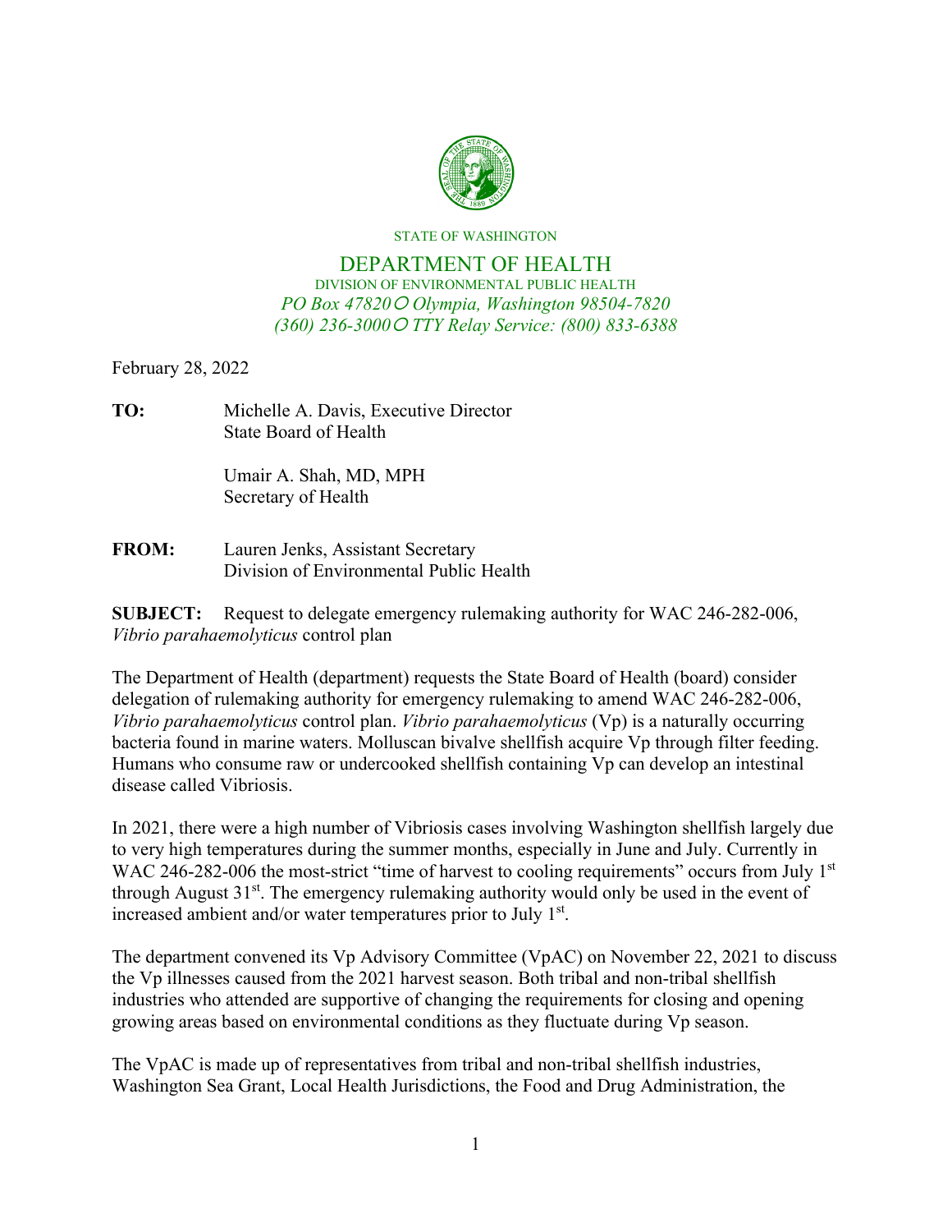STATE OF WASHINGTON

# DEPARTMENT OF HEALTH

DIVISION OF ENVIRONMENTAL PUBLIC HEALTH

*PO Box 47820 ○ Olympia, Washington 98504-7820*

*(360) 236-3000 ○ TTY Relay Service: (800) 833-6388*

February 28, 2022

**TO:** Michelle A. Davis, Executive Director
State Board of Health

Umair A. Shah, MD, MPH
Secretary of Health

**FROM:** Lauren Jenks, Assistant Secretary
Division of Environmental Public Health

**SUBJECT:** Request to delegate emergency rulemaking authority for WAC 246-282-006, *Vibrio parahaemolyticus* control plan

The Department of Health (department) requests the State Board of Health (board) consider delegation of rulemaking authority for emergency rulemaking to amend WAC 246-282-006, *Vibrio parahaemolyticus* control plan. *Vibrio parahaemolyticus* (Vp) is a naturally occurring bacteria found in marine waters. Molluscan bivalve shellfish acquire Vp through filter feeding. Humans who consume raw or undercooked shellfish containing Vp can develop an intestinal disease called Vibriosis.

In 2021, there were a high number of Vibriosis cases involving Washington shellfish largely due to very high temperatures during the summer months, especially in June and July. Currently in WAC 246-282-006 the most-strict "time of harvest to cooling requirements" occurs from July 1st through August 31st. The emergency rulemaking authority would only be used in the event of increased ambient and/or water temperatures prior to July 1st.

The department convened its Vp Advisory Committee (VpAC) on November 22, 2021 to discuss the Vp illnesses caused from the 2021 harvest season. Both tribal and non-tribal shellfish industries who attended are supportive of changing the requirements for closing and opening growing areas based on environmental conditions as they fluctuate during Vp season.

The VpAC is made up of representatives from tribal and non-tribal shellfish industries, Washington Sea Grant, Local Health Jurisdictions, the Food and Drug Administration, the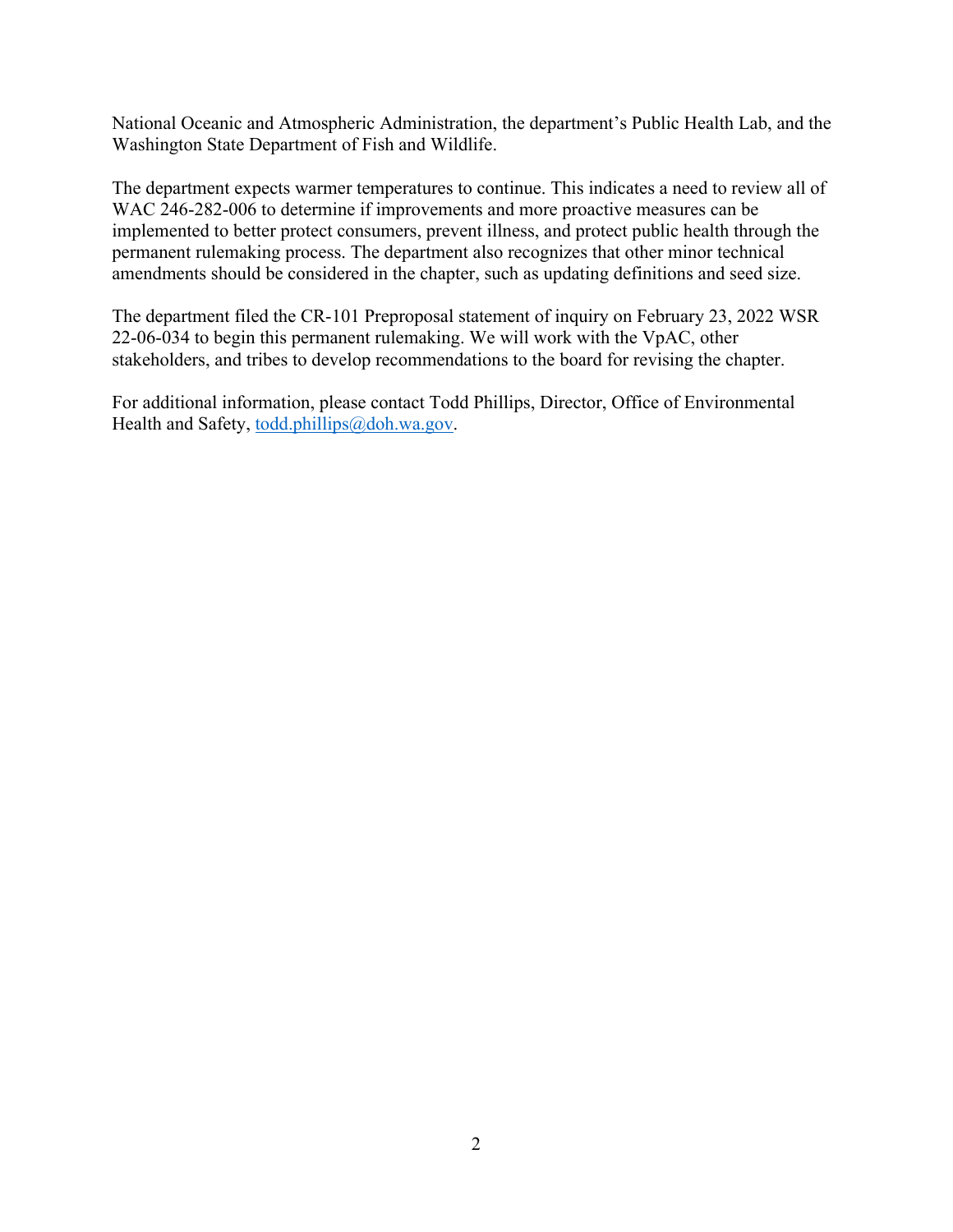National Oceanic and Atmospheric Administration, the department's Public Health Lab, and the Washington State Department of Fish and Wildlife.

The department expects warmer temperatures to continue. This indicates a need to review all of WAC 246-282-006 to determine if improvements and more proactive measures can be implemented to better protect consumers, prevent illness, and protect public health through the permanent rulemaking process. The department also recognizes that other minor technical amendments should be considered in the chapter, such as updating definitions and seed size.

The department filed the CR-101 Preproposal statement of inquiry on February 23, 2022 WSR 22-06-034 to begin this permanent rulemaking. We will work with the VpAC, other stakeholders, and tribes to develop recommendations to the board for revising the chapter.

For additional information, please contact Todd Phillips, Director, Office of Environmental Health and Safety, todd.phillips@doh.wa.gov.